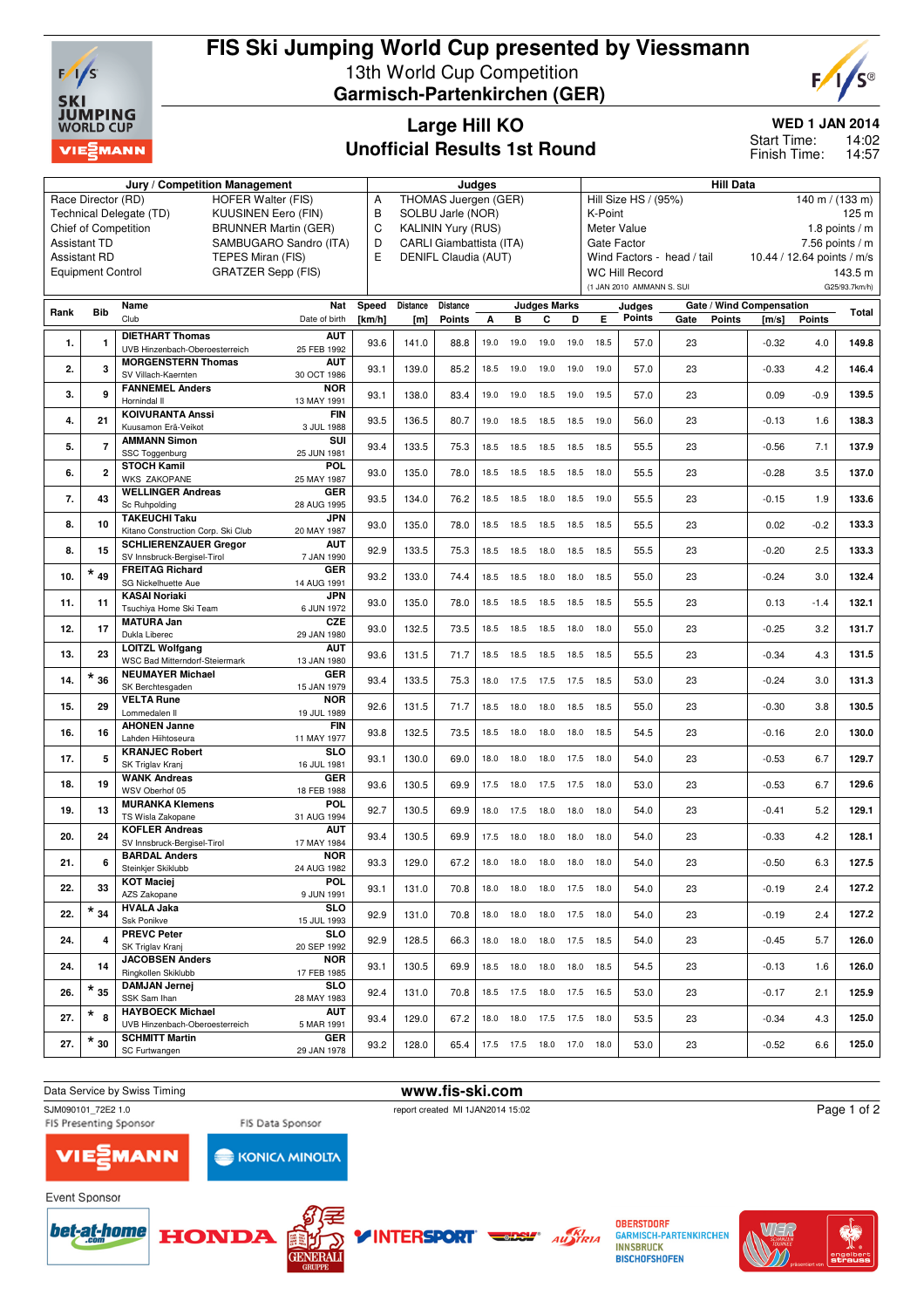# FIS Ski Jumping World Cup presented by Viessmann

## 13th World Cup Competition
## Garmisch-Partenkirchen (GER)

## Large Hill KO
## Unofficial Results 1st Round

**WED 1 JAN 2014**
Start Time: 14:02
Finish Time: 14:57

| Jury / Competition Management | | Judges | | Hill Data | |
|---|---|---|---|---|---|
| Race Director (RD) | HOFER Walter (FIS) | A | THOMAS Juergen (GER) | Hill Size HS / (95%) | 140 m / (133 m) |
| Technical Delegate (TD) | KUUSINEN Eero (FIN) | B | SOLBU Jarle (NOR) | K-Point | 125 m |
| Chief of Competition | BRUNNER Martin (GER) | C | KALININ Yury (RUS) | Meter Value | 1.8 points / m |
| Assistant TD | SAMBUGARO Sandro (ITA) | D | CARLI Giambattista (ITA) | Gate Factor | 7.56 points / m |
| Assistant RD | TEPES Miran (FIS) | E | DENIFL Claudia (AUT) | Wind Factors - head / tail | 10.44 / 12.64 points / m/s |
| Equipment Control | GRATZER Sepp (FIS) | | | WC Hill Record | 143.5 m |
| | | | | (1 JAN 2010 AMMANN S. SUI | G25/93.7km/h) |

| Rank | Bib | Name / Club | Nat / Date of birth | Speed [km/h] | Distance [m] | Distance Points | A | B | C | D | E | Judges Points | Gate | Gate Points | Wind [m/s] | Wind Points | Total |
|---|---|---|---|---|---|---|---|---|---|---|---|---|---|---|---|---|---|
| 1. | 1 | DIETHART Thomas / UVB Hinzenbach-Oberoesterreich | AUT / 25 FEB 1992 | 93.6 | 141.0 | 88.8 | 19.0 | 19.0 | 19.0 | 19.0 | 18.5 | 57.0 | 23 | | -0.32 | 4.0 | 149.8 |
| 2. | 3 | MORGENSTERN Thomas / SV Villach-Kaernten | AUT / 30 OCT 1986 | 93.1 | 139.0 | 85.2 | 18.5 | 19.0 | 19.0 | 19.0 | 19.0 | 57.0 | 23 | | -0.33 | 4.2 | 146.4 |
| 3. | 9 | FANNEMEL Anders / Hornindal Il | NOR / 13 MAY 1991 | 93.1 | 138.0 | 83.4 | 19.0 | 19.0 | 18.5 | 19.0 | 19.5 | 57.0 | 23 | | 0.09 | -0.9 | 139.5 |
| 4. | 21 | KOIVURANTA Anssi / Kuusamon Erä-Veikot | FIN / 3 JUL 1988 | 93.5 | 136.5 | 80.7 | 19.0 | 18.5 | 18.5 | 18.5 | 19.0 | 56.0 | 23 | | -0.13 | 1.6 | 138.3 |
| 5. | 7 | AMMANN Simon / SSC Toggenburg | SUI / 25 JUN 1981 | 93.4 | 133.5 | 75.3 | 18.5 | 18.5 | 18.5 | 18.5 | 18.5 | 55.5 | 23 | | -0.56 | 7.1 | 137.9 |
| 6. | 2 | STOCH Kamil / WKS ZAKOPANE | POL / 25 MAY 1987 | 93.0 | 135.0 | 78.0 | 18.5 | 18.5 | 18.5 | 18.5 | 18.0 | 55.5 | 23 | | -0.28 | 3.5 | 137.0 |
| 7. | 43 | WELLINGER Andreas / Sc Ruhpolding | GER / 28 AUG 1995 | 93.5 | 134.0 | 76.2 | 18.5 | 18.5 | 18.0 | 18.5 | 19.0 | 55.5 | 23 | | -0.15 | 1.9 | 133.6 |
| 8. | 10 | TAKEUCHI Taku / Kitano Construction Corp. Ski Club | JPN / 20 MAY 1987 | 93.0 | 135.0 | 78.0 | 18.5 | 18.5 | 18.5 | 18.5 | 18.5 | 55.5 | 23 | | 0.02 | -0.2 | 133.3 |
| 8. | 15 | SCHLIERENZAUER Gregor / SV Innsbruck-Bergisel-Tirol | AUT / 7 JAN 1990 | 92.9 | 133.5 | 75.3 | 18.5 | 18.5 | 18.0 | 18.5 | 18.5 | 55.5 | 23 | | -0.20 | 2.5 | 133.3 |
| 10. | * 49 | FREITAG Richard / SG Nickelhuette Aue | GER / 14 AUG 1991 | 93.2 | 133.0 | 74.4 | 18.5 | 18.5 | 18.0 | 18.0 | 18.5 | 55.0 | 23 | | -0.24 | 3.0 | 132.4 |
| 11. | 11 | KASAI Noriaki / Tsuchiya Home Ski Team | JPN / 6 JUN 1972 | 93.0 | 135.0 | 78.0 | 18.5 | 18.5 | 18.5 | 18.5 | 18.5 | 55.5 | 23 | | 0.13 | -1.4 | 132.1 |
| 12. | 17 | MATURA Jan / Dukla Liberec | CZE / 29 JAN 1980 | 93.0 | 132.5 | 73.5 | 18.5 | 18.5 | 18.5 | 18.0 | 18.0 | 55.0 | 23 | | -0.25 | 3.2 | 131.7 |
| 13. | 23 | LOITZL Wolfgang / WSC Bad Mitterndorf-Steiermark | AUT / 13 JAN 1980 | 93.6 | 131.5 | 71.7 | 18.5 | 18.5 | 18.5 | 18.5 | 18.5 | 55.5 | 23 | | -0.34 | 4.3 | 131.5 |
| 14. | * 36 | NEUMAYER Michael / SK Berchtesgaden | GER / 15 JAN 1979 | 93.4 | 133.5 | 75.3 | 18.0 | 17.5 | 17.5 | 17.5 | 18.5 | 53.0 | 23 | | -0.24 | 3.0 | 131.3 |
| 15. | 29 | VELTA Rune / Lommedalen Il | NOR / 19 JUL 1989 | 92.6 | 131.5 | 71.7 | 18.5 | 18.0 | 18.0 | 18.5 | 18.5 | 55.0 | 23 | | -0.30 | 3.8 | 130.5 |
| 16. | 16 | AHONEN Janne / Lahden Hiihtoseura | FIN / 11 MAY 1977 | 93.8 | 132.5 | 73.5 | 18.5 | 18.0 | 18.0 | 18.0 | 18.5 | 54.5 | 23 | | -0.16 | 2.0 | 130.0 |
| 17. | 5 | KRANJEC Robert / SK Triglav Kranj | SLO / 16 JUL 1981 | 93.1 | 130.0 | 69.0 | 18.0 | 18.0 | 18.0 | 17.5 | 18.0 | 54.0 | 23 | | -0.53 | 6.7 | 129.7 |
| 18. | 19 | WANK Andreas / WSV Oberhof 05 | GER / 18 FEB 1988 | 93.6 | 130.5 | 69.9 | 17.5 | 18.0 | 17.5 | 17.5 | 18.0 | 53.0 | 23 | | -0.53 | 6.7 | 129.6 |
| 19. | 13 | MURANKA Klemens / TS Wisla Zakopane | POL / 31 AUG 1994 | 92.7 | 130.5 | 69.9 | 18.0 | 17.5 | 18.0 | 18.0 | 18.0 | 54.0 | 23 | | -0.41 | 5.2 | 129.1 |
| 20. | 24 | KOFLER Andreas / SV Innsbruck-Bergisel-Tirol | AUT / 17 MAY 1984 | 93.4 | 130.5 | 69.9 | 17.5 | 18.0 | 18.0 | 18.0 | 18.0 | 54.0 | 23 | | -0.33 | 4.2 | 128.1 |
| 21. | 6 | BARDAL Anders / Steinkjer Skiklubb | NOR / 24 AUG 1982 | 93.3 | 129.0 | 67.2 | 18.0 | 18.0 | 18.0 | 18.0 | 18.0 | 54.0 | 23 | | -0.50 | 6.3 | 127.5 |
| 22. | 33 | KOT Maciej / AZS Zakopane | POL / 9 JUN 1991 | 93.1 | 131.0 | 70.8 | 18.0 | 18.0 | 18.0 | 17.5 | 18.0 | 54.0 | 23 | | -0.19 | 2.4 | 127.2 |
| 22. | * 34 | HVALA Jaka / Ssk Ponikve | SLO / 15 JUL 1993 | 92.9 | 131.0 | 70.8 | 18.0 | 18.0 | 18.0 | 17.5 | 18.0 | 54.0 | 23 | | -0.19 | 2.4 | 127.2 |
| 24. | 4 | PREVC Peter / SK Triglav Kranj | SLO / 20 SEP 1992 | 92.9 | 128.5 | 66.3 | 18.0 | 18.0 | 18.0 | 17.5 | 18.5 | 54.0 | 23 | | -0.45 | 5.7 | 126.0 |
| 24. | 14 | JACOBSEN Anders / Ringkollen Skiklubb | NOR / 17 FEB 1985 | 93.1 | 130.5 | 69.9 | 18.5 | 18.0 | 18.0 | 18.0 | 18.5 | 54.5 | 23 | | -0.13 | 1.6 | 126.0 |
| 26. | * 35 | DAMJAN Jernej / SSK Sam Ihan | SLO / 28 MAY 1983 | 92.4 | 131.0 | 70.8 | 18.5 | 17.5 | 18.0 | 17.5 | 16.5 | 53.0 | 23 | | -0.17 | 2.1 | 125.9 |
| 27. | * 8 | HAYBOECK Michael / UVB Hinzenbach-Oberoesterreich | AUT / 5 MAR 1991 | 93.4 | 129.0 | 67.2 | 18.0 | 18.0 | 17.5 | 17.5 | 18.0 | 53.5 | 23 | | -0.34 | 4.3 | 125.0 |
| 27. | * 30 | SCHMITT Martin / SC Furtwangen | GER / 29 JAN 1978 | 93.2 | 128.0 | 65.4 | 17.5 | 17.5 | 18.0 | 17.0 | 18.0 | 53.0 | 23 | | -0.52 | 6.6 | 125.0 |

Data Service by Swiss Timing — www.fis-ski.com

SJM090101_72E2 1.0 — report created MI 1JAN2014 15:02

FIS Presenting Sponsor: VIESSMANN — FIS Data Sponsor: KONICA MINOLTA

Event Sponsor: bet-at-home.com, HONDA, GENERALI, INTERSPORT, DSV, AUSTRIA, OBERSTDORF GARMISCH-PARTENKIRCHEN INNSBRUCK BISCHOFSHOFEN, Vierschanzentournee, engelbert strauss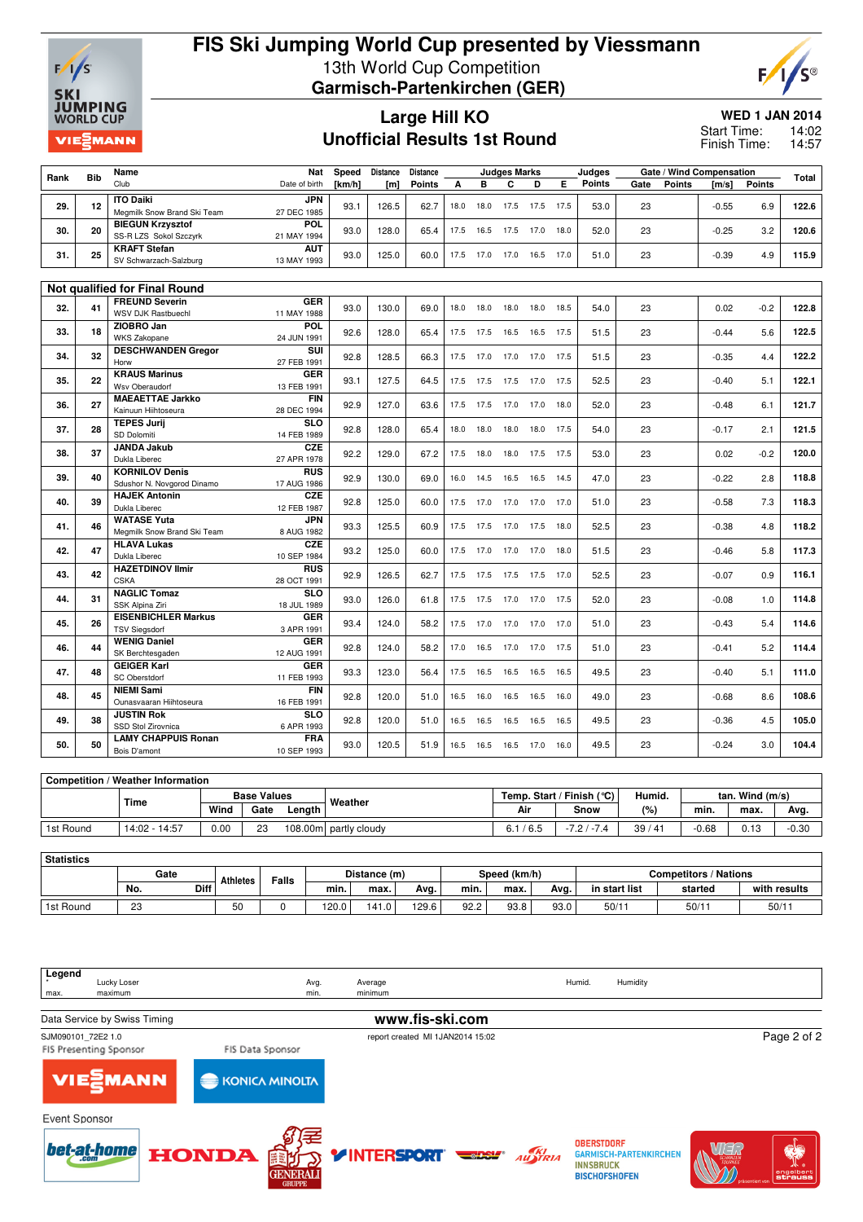# FIS Ski Jumping World Cup presented by Viessmann

13th World Cup Competition

**Garmisch-Partenkirchen (GER)**

## Large Hill KO

## Unofficial Results 1st Round

**WED 1 JAN 2014**

Start Time: 14:02

Finish Time: 14:57

| Rank | Bib | Name / Club | Nat / Date of birth | Speed [km/h] | Distance [m] | Distance Points | A | B | C | D | E | Judges Points | Gate | Gate Points | Wind [m/s] | Wind Points | Total |
|---|---|---|---|---|---|---|---|---|---|---|---|---|---|---|---|---|---|
| 29. | 12 | **ITO Daiki** Megmilk Snow Brand Ski Team | JPN 27 DEC 1985 | 93.1 | 126.5 | 62.7 | 18.0 | 18.0 | 17.5 | 17.5 | 17.5 | 53.0 | 23 | | -0.55 | 6.9 | 122.6 |
| 30. | 20 | **BIEGUN Krzysztof** SS-R LZS Sokol Szczyrk | POL 21 MAY 1994 | 93.0 | 128.0 | 65.4 | 17.5 | 16.5 | 17.5 | 17.0 | 18.0 | 52.0 | 23 | | -0.25 | 3.2 | 120.6 |
| 31. | 25 | **KRAFT Stefan** SV Schwarzach-Salzburg | AUT 13 MAY 1993 | 93.0 | 125.0 | 60.0 | 17.5 | 17.0 | 17.0 | 16.5 | 17.0 | 51.0 | 23 | | -0.39 | 4.9 | 115.9 |
| **Not qualified for Final Round** | | | | | | | | | | | | | | | | | |
| 32. | 41 | **FREUND Severin** WSV DJK Rastbuechl | GER 11 MAY 1988 | 93.0 | 130.0 | 69.0 | 18.0 | 18.0 | 18.0 | 18.0 | 18.5 | 54.0 | 23 | | 0.02 | -0.2 | 122.8 |
| 33. | 18 | **ZIOBRO Jan** WKS Zakopane | POL 24 JUN 1991 | 92.6 | 128.0 | 65.4 | 17.5 | 17.5 | 16.5 | 16.5 | 17.5 | 51.5 | 23 | | -0.44 | 5.6 | 122.5 |
| 34. | 32 | **DESCHWANDEN Gregor** Horw | SUI 27 FEB 1991 | 92.8 | 128.5 | 66.3 | 17.5 | 17.0 | 17.0 | 17.0 | 17.5 | 51.5 | 23 | | -0.35 | 4.4 | 122.2 |
| 35. | 22 | **KRAUS Marinus** Wsv Oberaudorf | GER 13 FEB 1991 | 93.1 | 127.5 | 64.5 | 17.5 | 17.5 | 17.5 | 17.0 | 17.5 | 52.5 | 23 | | -0.40 | 5.1 | 122.1 |
| 36. | 27 | **MAEAETTAE Jarkko** Kainuun Hiihtoseura | FIN 28 DEC 1994 | 92.9 | 127.0 | 63.6 | 17.5 | 17.5 | 17.0 | 17.0 | 18.0 | 52.0 | 23 | | -0.48 | 6.1 | 121.7 |
| 37. | 28 | **TEPES Jurij** SD Dolomiti | SLO 14 FEB 1989 | 92.8 | 128.0 | 65.4 | 18.0 | 18.0 | 18.0 | 18.0 | 17.5 | 54.0 | 23 | | -0.17 | 2.1 | 121.5 |
| 38. | 37 | **JANDA Jakub** Dukla Liberec | CZE 27 APR 1978 | 92.2 | 129.0 | 67.2 | 17.5 | 18.0 | 18.0 | 17.5 | 17.5 | 53.0 | 23 | | 0.02 | -0.2 | 120.0 |
| 39. | 40 | **KORNILOV Denis** Sdushor N. Novgorod Dinamo | RUS 17 AUG 1986 | 92.9 | 130.0 | 69.0 | 16.0 | 14.5 | 16.5 | 16.5 | 14.5 | 47.0 | 23 | | -0.22 | 2.8 | 118.8 |
| 40. | 39 | **HAJEK Antonin** Dukla Liberec | CZE 12 FEB 1987 | 92.8 | 125.0 | 60.0 | 17.5 | 17.0 | 17.0 | 17.0 | 17.0 | 51.0 | 23 | | -0.58 | 7.3 | 118.3 |
| 41. | 46 | **WATASE Yuta** Megmilk Snow Brand Ski Team | JPN 8 AUG 1982 | 93.3 | 125.5 | 60.9 | 17.5 | 17.5 | 17.0 | 17.5 | 18.0 | 52.5 | 23 | | -0.38 | 4.8 | 118.2 |
| 42. | 47 | **HLAVA Lukas** Dukla Liberec | CZE 10 SEP 1984 | 93.2 | 125.0 | 60.0 | 17.5 | 17.0 | 17.0 | 17.0 | 18.0 | 51.5 | 23 | | -0.46 | 5.8 | 117.3 |
| 43. | 42 | **HAZETDINOV Ilmir** CSKA | RUS 28 OCT 1991 | 92.9 | 126.5 | 62.7 | 17.5 | 17.5 | 17.5 | 17.5 | 17.0 | 52.5 | 23 | | -0.07 | 0.9 | 116.1 |
| 44. | 31 | **NAGLIC Tomaz** SSK Alpina Ziri | SLO 18 JUL 1989 | 93.0 | 126.0 | 61.8 | 17.5 | 17.5 | 17.0 | 17.0 | 17.5 | 52.0 | 23 | | -0.08 | 1.0 | 114.8 |
| 45. | 26 | **EISENBICHLER Markus** TSV Siegsdorf | GER 3 APR 1991 | 93.4 | 124.0 | 58.2 | 17.5 | 17.0 | 17.0 | 17.0 | 17.0 | 51.0 | 23 | | -0.43 | 5.4 | 114.6 |
| 46. | 44 | **WENIG Daniel** SK Berchtesgaden | GER 12 AUG 1991 | 92.8 | 124.0 | 58.2 | 17.0 | 16.5 | 17.0 | 17.0 | 17.5 | 51.0 | 23 | | -0.41 | 5.2 | 114.4 |
| 47. | 48 | **GEIGER Karl** SC Oberstdorf | GER 11 FEB 1993 | 93.3 | 123.0 | 56.4 | 17.5 | 16.5 | 16.5 | 16.5 | 16.5 | 49.5 | 23 | | -0.40 | 5.1 | 111.0 |
| 48. | 45 | **NIEMI Sami** Ounasvaaran Hiihtoseura | FIN 16 FEB 1991 | 92.8 | 120.0 | 51.0 | 16.5 | 16.0 | 16.5 | 16.5 | 16.0 | 49.0 | 23 | | -0.68 | 8.6 | 108.6 |
| 49. | 38 | **JUSTIN Rok** SSD Stol Zirovnica | SLO 6 APR 1993 | 92.8 | 120.0 | 51.0 | 16.5 | 16.5 | 16.5 | 16.5 | 16.5 | 49.5 | 23 | | -0.36 | 4.5 | 105.0 |
| 50. | 50 | **LAMY CHAPPUIS Ronan** Bois D'amont | FRA 10 SEP 1993 | 93.0 | 120.5 | 51.9 | 16.5 | 16.5 | 16.5 | 17.0 | 16.0 | 49.5 | 23 | | -0.24 | 3.0 | 104.4 |

### Competition / Weather Information

| | Time | Base Values Wind | Base Values Gate | Base Values Length | Weather | Temp. Start / Finish (°C) Air | Temp. Snow | Humid. (%) | tan. Wind (m/s) min. | max. | Avg. |
|---|---|---|---|---|---|---|---|---|---|---|---|
| 1st Round | 14:02 - 14:57 | 0.00 | 23 | 108.00m | partly cloudy | 6.1 / 6.5 | -7.2 / -7.4 | 39 / 41 | -0.68 | 0.13 | -0.30 |

### Statistics

| | Gate No. | Gate Diff | Athletes | Falls | Distance (m) min. | max. | Avg. | Speed (km/h) min. | max. | Avg. | Competitors / Nations in start list | started | with results |
|---|---|---|---|---|---|---|---|---|---|---|---|---|---|
| 1st Round | 23 | | 50 | 0 | 120.0 | 141.0 | 129.6 | 92.2 | 93.8 | 93.0 | 50/11 | 50/11 | 50/11 |

### Legend

| | | | | | |
|---|---|---|---|---|---|
| * | Lucky Loser | Avg. | Average | Humid. | Humidity |
| max. | maximum | min. | minimum | | |

Data Service by Swiss Timing

www.fis-ski.com

SJM090101_72E2 1.0

report created MI 1JAN2014 15:02

FIS Presenting Sponsor

FIS Data Sponsor

Event Sponsor